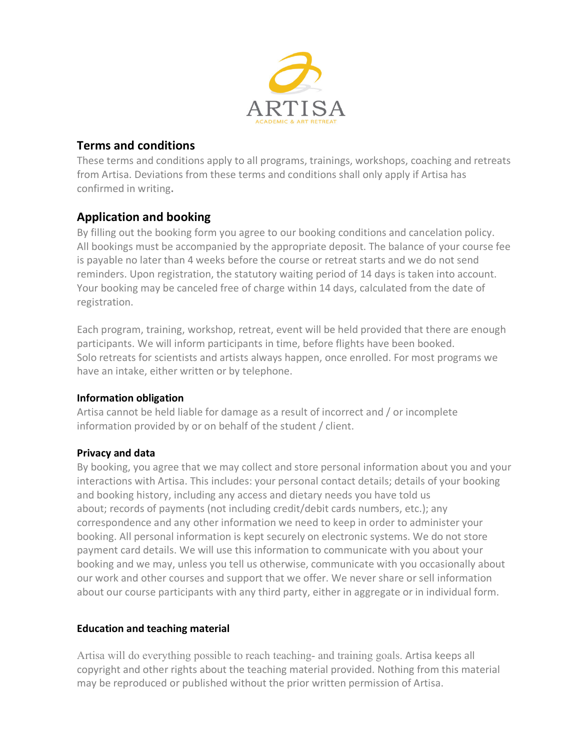ARTISA

ACADEMIC & ART RETREAT

## Terms and conditions

These terms and conditions apply to all programs, trainings, workshops, coaching and retreats from Artisa. Deviations from these terms and conditions shall only apply if Artisa has confirmed in writing.

## Application and booking

By filling out the booking form you agree to our booking conditions and cancelation policy. All bookings must be accompanied by the appropriate deposit. The balance of your course fee is payable no later than 4 weeks before the course or retreat starts and we do not send reminders. Upon registration, the statutory waiting period of 14 days is taken into account. Your booking may be canceled free of charge within 14 days, calculated from the date of registration.

Each program, training, workshop, retreat, event will be held provided that there are enough participants. We will inform participants in time, before flights have been booked. Solo retreats for scientists and artists always happen, once enrolled. For most programs we have an intake, either written or by telephone.

### Information obligation

Artisa cannot be held liable for damage as a result of incorrect and / or incomplete information provided by or on behalf of the student / client.

### Privacy and data

By booking, you agree that we may collect and store personal information about you and your interactions with Artisa. This includes: your personal contact details; details of your booking and booking history, including any access and dietary needs you have told us about; records of payments (not including credit/debit cards numbers, etc.); any correspondence and any other information we need to keep in order to administer your booking. All personal information is kept securely on electronic systems. We do not store payment card details. We will use this information to communicate with you about your booking and we may, unless you tell us otherwise, communicate with you occasionally about our work and other courses and support that we offer. We never share or sell information about our course participants with any third party, either in aggregate or in individual form.

### Education and teaching material

Artisa will do everything possible to reach teaching- and training goals. Artisa keeps all copyright and other rights about the teaching material provided. Nothing from this material may be reproduced or published without the prior written permission of Artisa.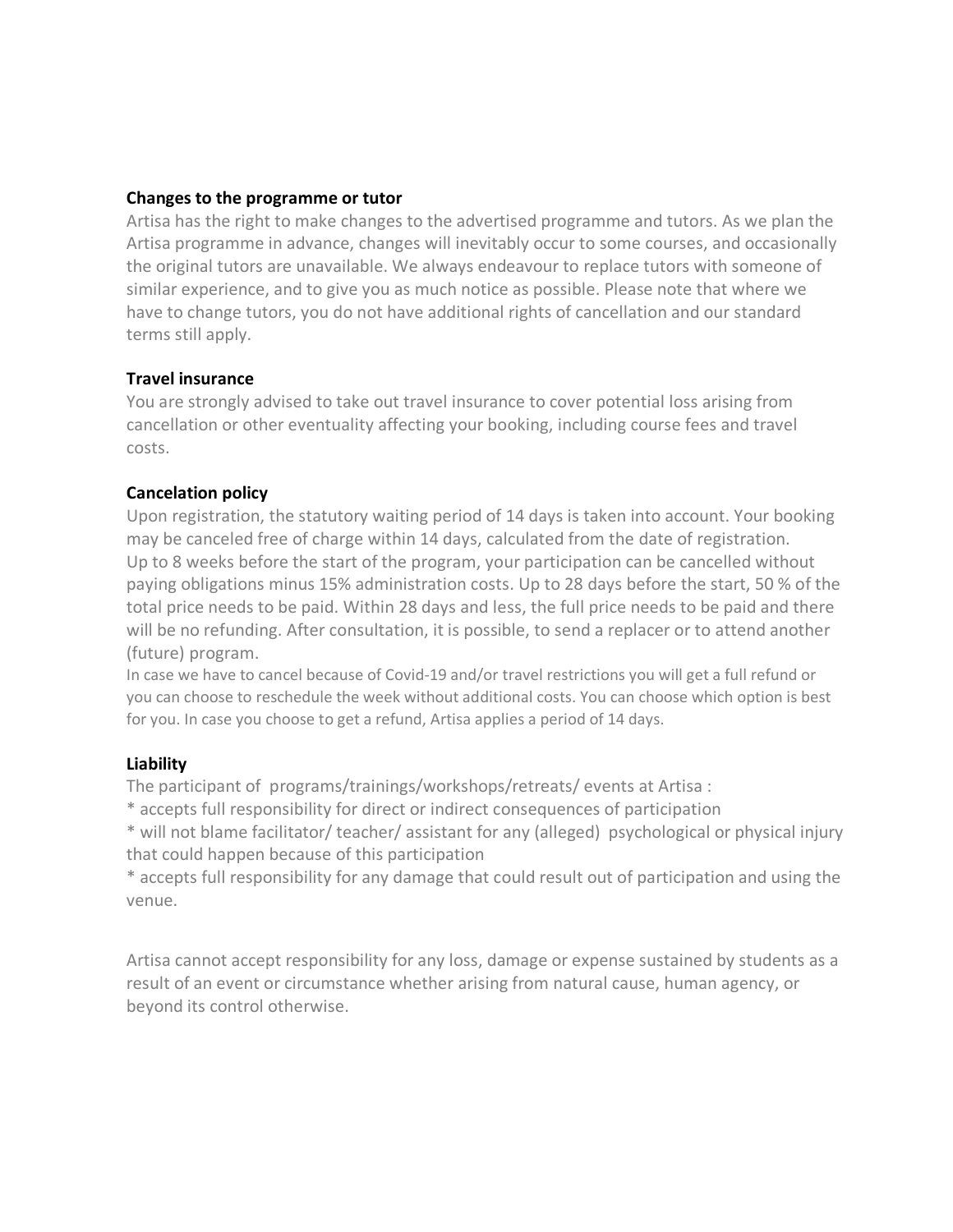**Changes to the programme or tutor**

Artisa has the right to make changes to the advertised programme and tutors. As we plan the Artisa programme in advance, changes will inevitably occur to some courses, and occasionally the original tutors are unavailable. We always endeavour to replace tutors with someone of similar experience, and to give you as much notice as possible. Please note that where we have to change tutors, you do not have additional rights of cancellation and our standard terms still apply.

**Travel insurance**

You are strongly advised to take out travel insurance to cover potential loss arising from cancellation or other eventuality affecting your booking, including course fees and travel costs.

**Cancelation policy**

Upon registration, the statutory waiting period of 14 days is taken into account. Your booking may be canceled free of charge within 14 days, calculated from the date of registration. Up to 8 weeks before the start of the program, your participation can be cancelled without paying obligations minus 15% administration costs. Up to 28 days before the start, 50 % of the total price needs to be paid. Within 28 days and less, the full price needs to be paid and there will be no refunding. After consultation, it is possible, to send a replacer or to attend another (future) program.

In case we have to cancel because of Covid-19 and/or travel restrictions you will get a full refund or you can choose to reschedule the week without additional costs. You can choose which option is best for you. In case you choose to get a refund, Artisa applies a period of 14 days.

**Liability**

The participant of programs/trainings/workshops/retreats/ events at Artisa :

* accepts full responsibility for direct or indirect consequences of participation
* will not blame facilitator/ teacher/ assistant for any (alleged) psychological or physical injury that could happen because of this participation
* accepts full responsibility for any damage that could result out of participation and using the venue.

Artisa cannot accept responsibility for any loss, damage or expense sustained by students as a result of an event or circumstance whether arising from natural cause, human agency, or beyond its control otherwise.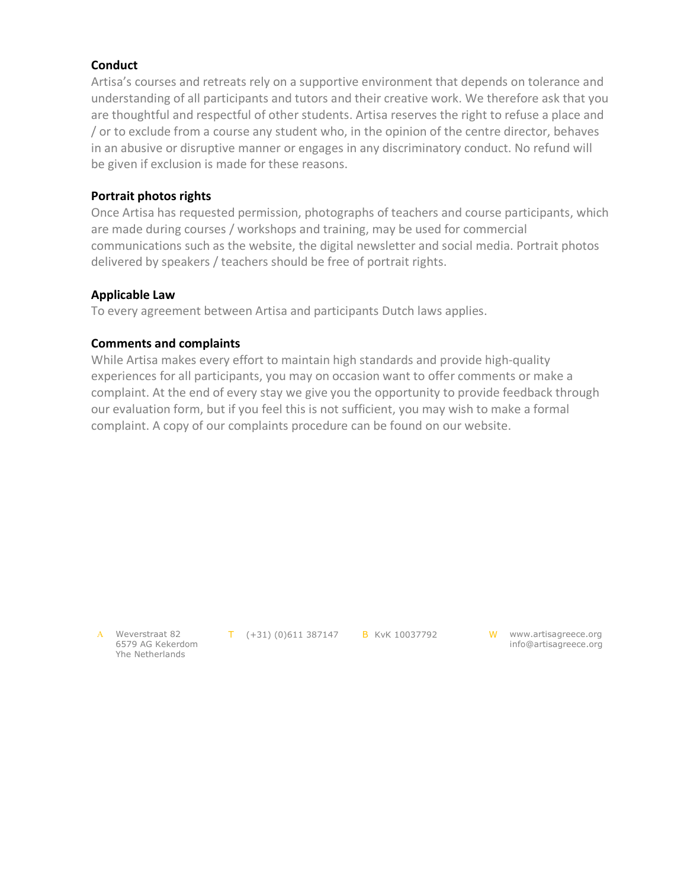**Conduct**

Artisa's courses and retreats rely on a supportive environment that depends on tolerance and understanding of all participants and tutors and their creative work. We therefore ask that you are thoughtful and respectful of other students. Artisa reserves the right to refuse a place and / or to exclude from a course any student who, in the opinion of the centre director, behaves in an abusive or disruptive manner or engages in any discriminatory conduct. No refund will be given if exclusion is made for these reasons.

**Portrait photos rights**

Once Artisa has requested permission, photographs of teachers and course participants, which are made during courses / workshops and training, may be used for commercial communications such as the website, the digital newsletter and social media. Portrait photos delivered by speakers / teachers should be free of portrait rights.

**Applicable Law**

To every agreement between Artisa and participants Dutch laws applies.

**Comments and complaints**

While Artisa makes every effort to maintain high standards and provide high-quality experiences for all participants, you may on occasion want to offer comments or make a complaint. At the end of every stay we give you the opportunity to provide feedback through our evaluation form, but if you feel this is not sufficient, you may wish to make a formal complaint. A copy of our complaints procedure can be found on our website.